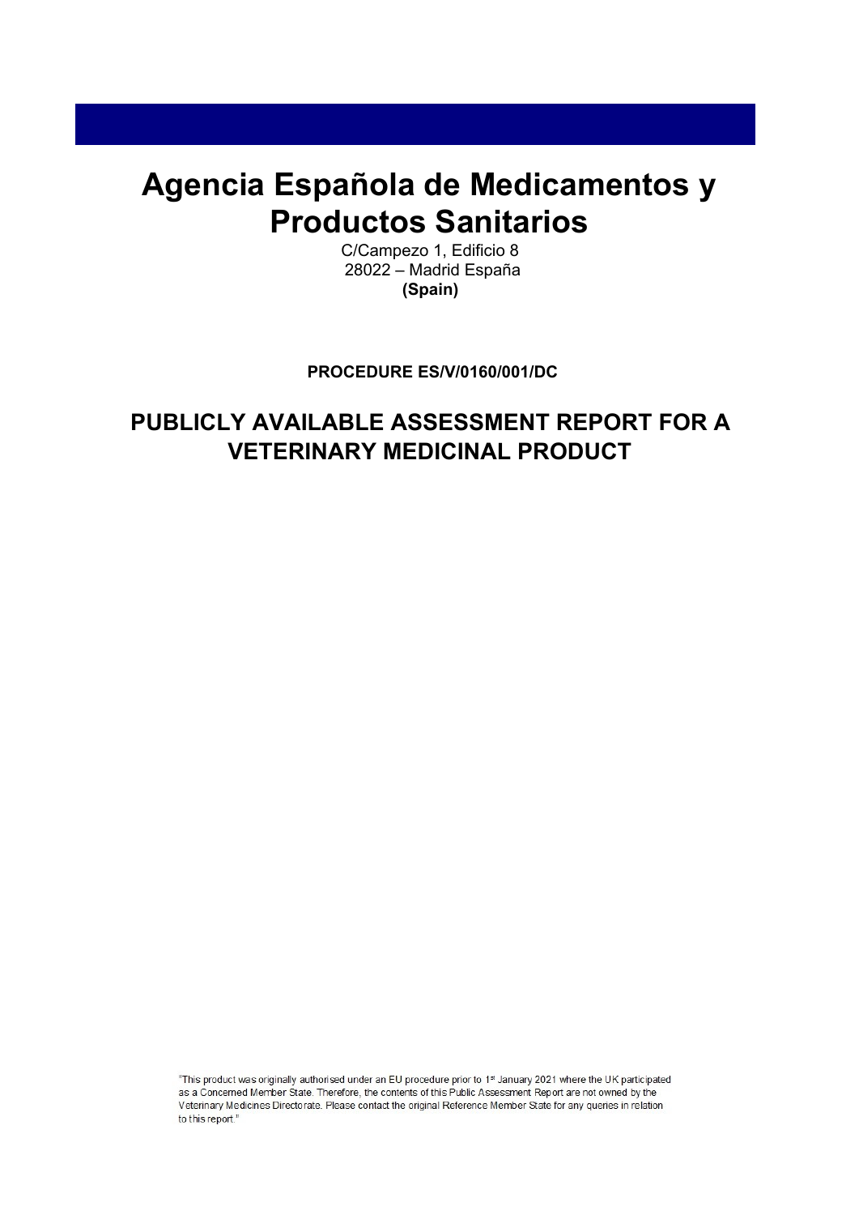# Agencia Española de Medicamentos y Productos Sanitarios

C/Campezo 1, Edificio 8
28022 – Madrid España
**(Spain)**

**PROCEDURE ES/V/0160/001/DC**

## PUBLICLY AVAILABLE ASSESSMENT REPORT FOR A VETERINARY MEDICINAL PRODUCT

"This product was originally authorised under an EU procedure prior to 1st January 2021 where the UK participated as a Concerned Member State. Therefore, the contents of this Public Assessment Report are not owned by the Veterinary Medicines Directorate. Please contact the original Reference Member State for any queries in relation to this report."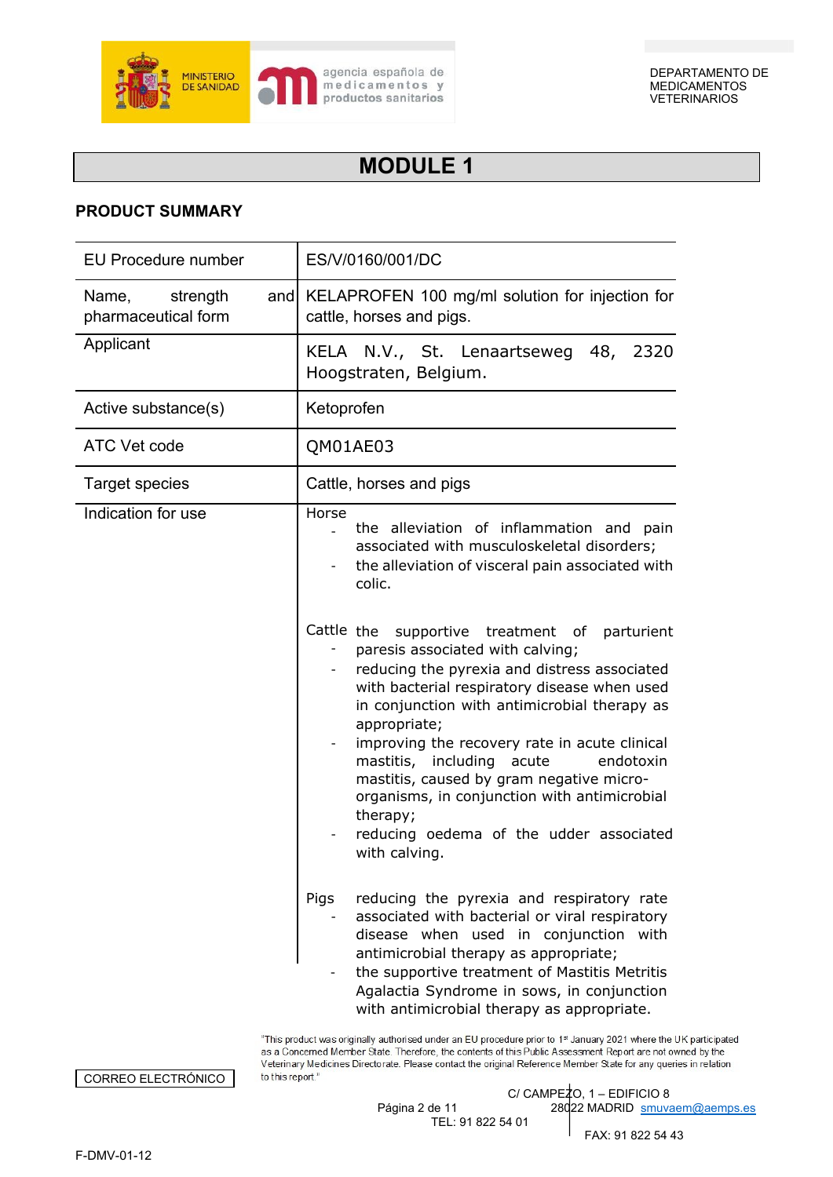# MODULE 1

## PRODUCT SUMMARY

| EU Procedure number | ES/V/0160/001/DC |
|---|---|
| Name, strength and pharmaceutical form | KELAPROFEN 100 mg/ml solution for injection for cattle, horses and pigs. |
| Applicant | KELA N.V., St. Lenaartseweg 48, 2320 Hoogstraten, Belgium. |
| Active substance(s) | Ketoprofen |
| ATC Vet code | QM01AE03 |
| Target species | Cattle, horses and pigs |
| Indication for use | Horse<br>- the alleviation of inflammation and pain associated with musculoskeletal disorders;<br>- the alleviation of visceral pain associated with colic.<br><br>Cattle<br>- the supportive treatment of parturient paresis associated with calving;<br>- reducing the pyrexia and distress associated with bacterial respiratory disease when used in conjunction with antimicrobial therapy as appropriate;<br>- improving the recovery rate in acute clinical mastitis, including acute endotoxin mastitis, caused by gram negative micro-organisms, in conjunction with antimicrobial therapy;<br>- reducing oedema of the udder associated with calving.<br><br>Pigs<br>- reducing the pyrexia and respiratory rate associated with bacterial or viral respiratory disease when used in conjunction with antimicrobial therapy as appropriate;<br>- the supportive treatment of Mastitis Metritis Agalactia Syndrome in sows, in conjunction with antimicrobial therapy as appropriate. |

"This product was originally authorised under an EU procedure prior to 1st January 2021 where the UK participated as a Concerned Member State. Therefore, the contents of this Public Assessment Report are not owned by the Veterinary Medicines Directorate. Please contact the original Reference Member State for any queries in relation to this report."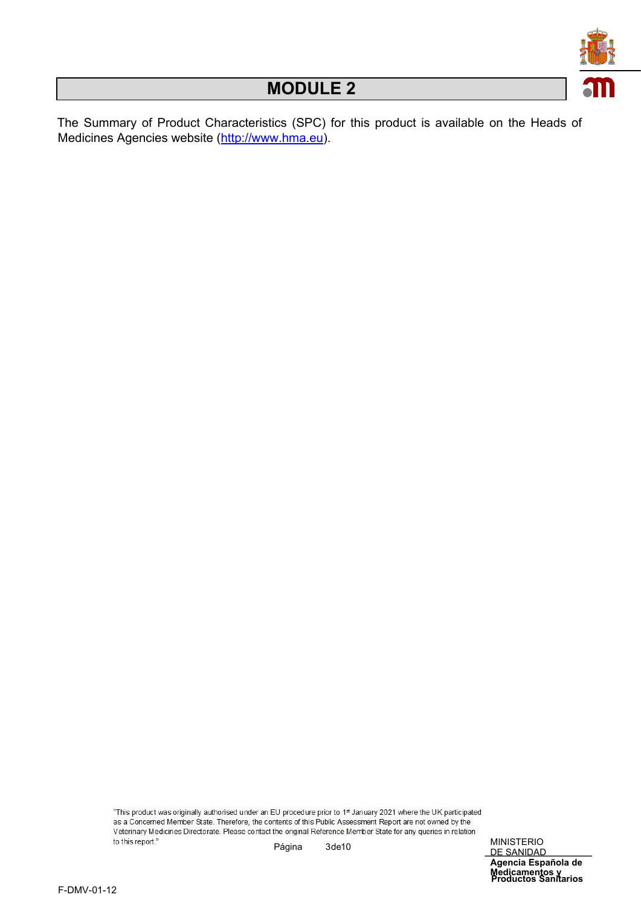# MODULE 2

The Summary of Product Characteristics (SPC) for this product is available on the Heads of Medicines Agencies website (http://www.hma.eu).

"This product was originally authorised under an EU procedure prior to 1st January 2021 where the UK participated as a Concerned Member State. Therefore, the contents of this Public Assessment Report are not owned by the Veterinary Medicines Directorate. Please contact the original Reference Member State for any queries in relation to this report."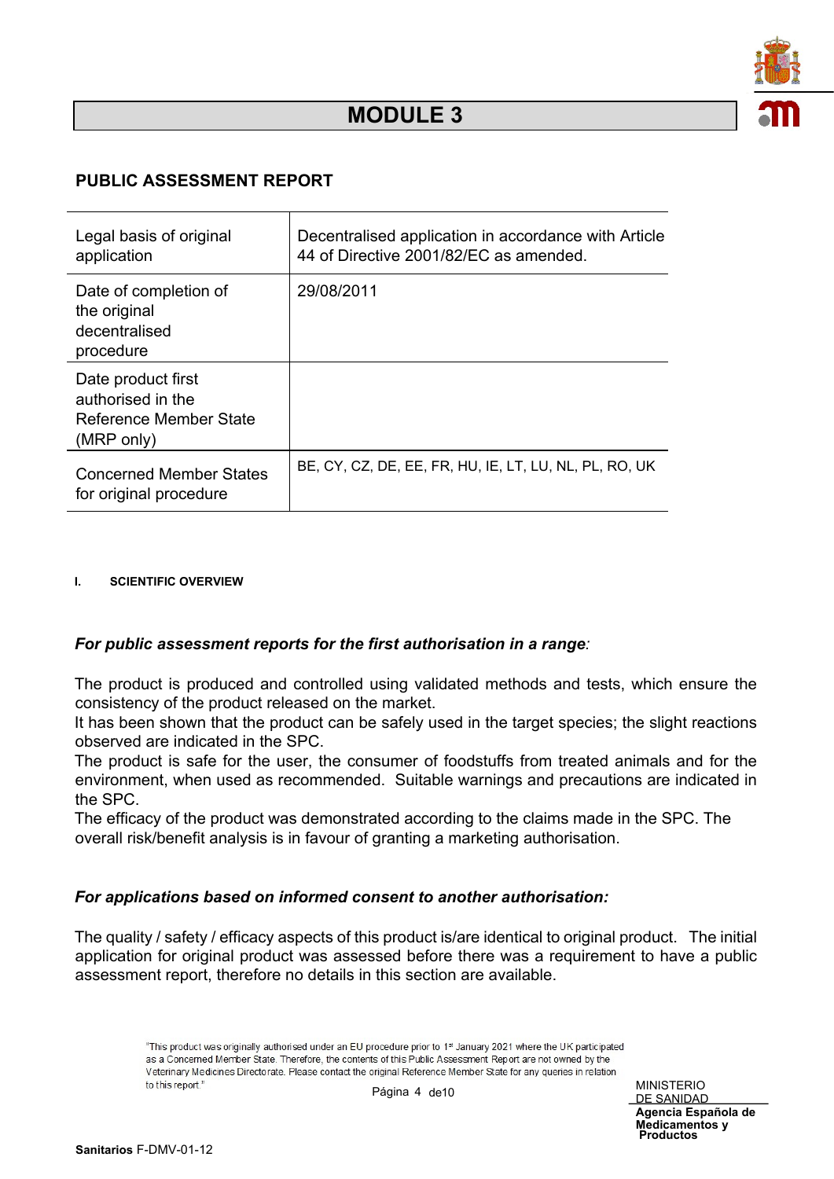# MODULE 3

## PUBLIC ASSESSMENT REPORT

| Legal basis of original application | Decentralised application in accordance with Article 44 of Directive 2001/82/EC as amended. |
|---|---|
| Date of completion of the original decentralised procedure | 29/08/2011 |
| Date product first authorised in the Reference Member State (MRP only) | |
| Concerned Member States for original procedure | BE, CY, CZ, DE, EE, FR, HU, IE, LT, LU, NL, PL, RO, UK |

### I. SCIENTIFIC OVERVIEW

***For public assessment reports for the first authorisation in a range:***

The product is produced and controlled using validated methods and tests, which ensure the consistency of the product released on the market.
It has been shown that the product can be safely used in the target species; the slight reactions observed are indicated in the SPC.
The product is safe for the user, the consumer of foodstuffs from treated animals and for the environment, when used as recommended. Suitable warnings and precautions are indicated in the SPC.
The efficacy of the product was demonstrated according to the claims made in the SPC. The overall risk/benefit analysis is in favour of granting a marketing authorisation.

***For applications based on informed consent to another authorisation:***

The quality / safety / efficacy aspects of this product is/are identical to original product. The initial application for original product was assessed before there was a requirement to have a public assessment report, therefore no details in this section are available.

"This product was originally authorised under an EU procedure prior to 1st January 2021 where the UK participated as a Concerned Member State. Therefore, the contents of this Public Assessment Report are not owned by the Veterinary Medicines Directorate. Please contact the original Reference Member State for any queries in relation to this report."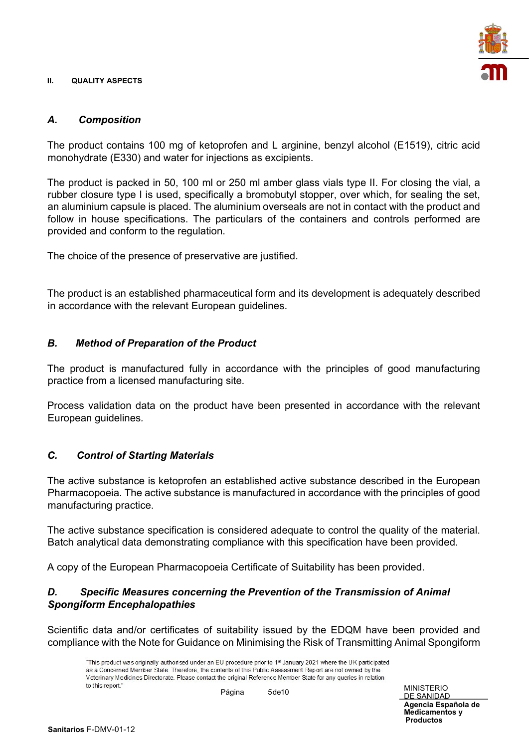## II. QUALITY ASPECTS

### *A. Composition*

The product contains 100 mg of ketoprofen and L arginine, benzyl alcohol (E1519), citric acid monohydrate (E330) and water for injections as excipients.

The product is packed in 50, 100 ml or 250 ml amber glass vials type II. For closing the vial, a rubber closure type I is used, specifically a bromobutyl stopper, over which, for sealing the set, an aluminium capsule is placed. The aluminium overseals are not in contact with the product and follow in house specifications. The particulars of the containers and controls performed are provided and conform to the regulation.

The choice of the presence of preservative are justified.

The product is an established pharmaceutical form and its development is adequately described in accordance with the relevant European guidelines.

### *B. Method of Preparation of the Product*

The product is manufactured fully in accordance with the principles of good manufacturing practice from a licensed manufacturing site.

Process validation data on the product have been presented in accordance with the relevant European guidelines.

### *C. Control of Starting Materials*

The active substance is ketoprofen an established active substance described in the European Pharmacopoeia. The active substance is manufactured in accordance with the principles of good manufacturing practice.

The active substance specification is considered adequate to control the quality of the material. Batch analytical data demonstrating compliance with this specification have been provided.

A copy of the European Pharmacopoeia Certificate of Suitability has been provided.

### *D. Specific Measures concerning the Prevention of the Transmission of Animal Spongiform Encephalopathies*

Scientific data and/or certificates of suitability issued by the EDQM have been provided and compliance with the Note for Guidance on Minimising the Risk of Transmitting Animal Spongiform

"This product was originally authorised under an EU procedure prior to 1st January 2021 where the UK participated as a Concerned Member State. Therefore, the contents of this Public Assessment Report are not owned by the Veterinary Medicines Directorate. Please contact the original Reference Member State for any queries in relation to this report."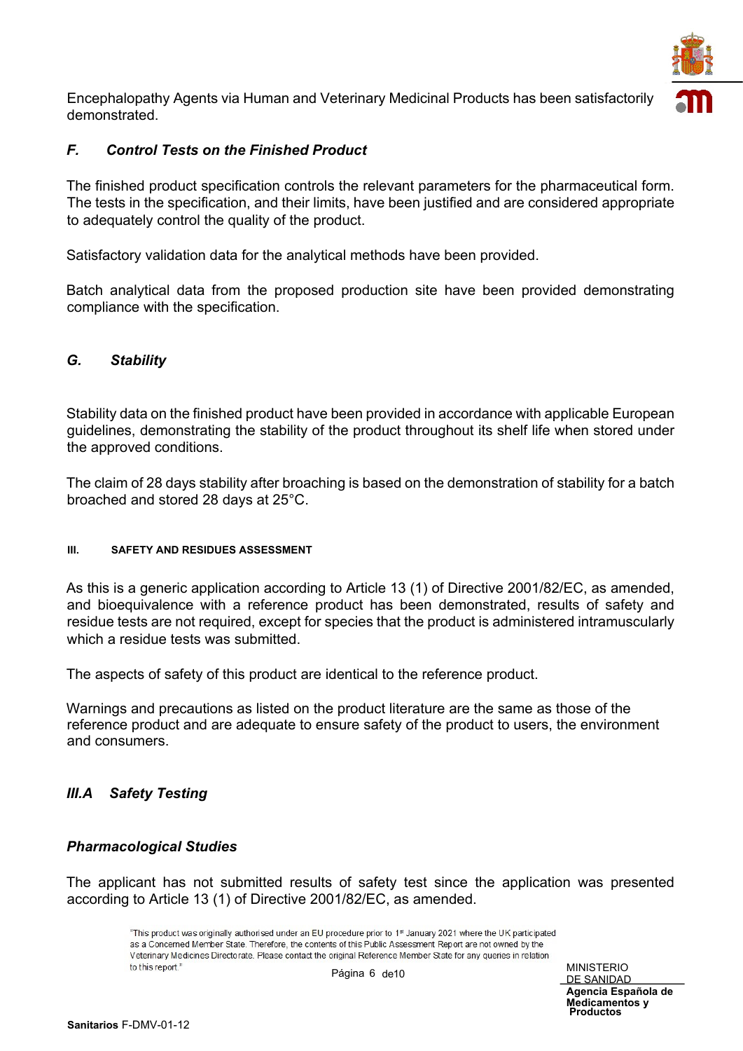Encephalopathy Agents via Human and Veterinary Medicinal Products has been satisfactorily demonstrated.

### *F. Control Tests on the Finished Product*

The finished product specification controls the relevant parameters for the pharmaceutical form. The tests in the specification, and their limits, have been justified and are considered appropriate to adequately control the quality of the product.

Satisfactory validation data for the analytical methods have been provided.

Batch analytical data from the proposed production site have been provided demonstrating compliance with the specification.

### *G. Stability*

Stability data on the finished product have been provided in accordance with applicable European guidelines, demonstrating the stability of the product throughout its shelf life when stored under the approved conditions.

The claim of 28 days stability after broaching is based on the demonstration of stability for a batch broached and stored 28 days at 25°C.

## III. SAFETY AND RESIDUES ASSESSMENT

As this is a generic application according to Article 13 (1) of Directive 2001/82/EC, as amended, and bioequivalence with a reference product has been demonstrated, results of safety and residue tests are not required, except for species that the product is administered intramuscularly which a residue tests was submitted.

The aspects of safety of this product are identical to the reference product.

Warnings and precautions as listed on the product literature are the same as those of the reference product and are adequate to ensure safety of the product to users, the environment and consumers.

### *III.A Safety Testing*

#### *Pharmacological Studies*

The applicant has not submitted results of safety test since the application was presented according to Article 13 (1) of Directive 2001/82/EC, as amended.

"This product was originally authorised under an EU procedure prior to 1st January 2021 where the UK participated as a Concerned Member State. Therefore, the contents of this Public Assessment Report are not owned by the Veterinary Medicines Directorate. Please contact the original Reference Member State for any queries in relation to this report."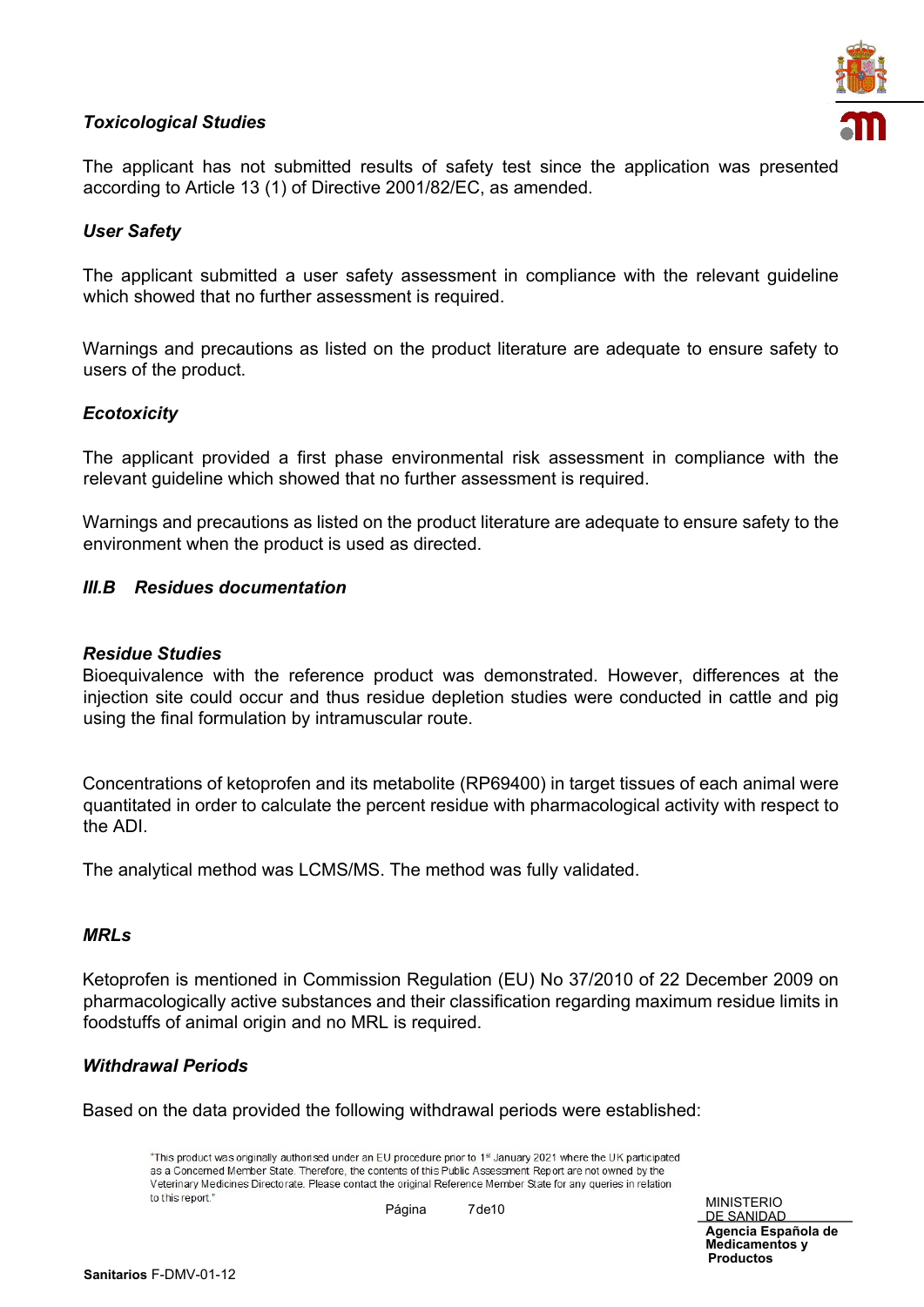***Toxicological Studies***

The applicant has not submitted results of safety test since the application was presented according to Article 13 (1) of Directive 2001/82/EC, as amended.

***User Safety***

The applicant submitted a user safety assessment in compliance with the relevant guideline which showed that no further assessment is required.

Warnings and precautions as listed on the product literature are adequate to ensure safety to users of the product.

***Ecotoxicity***

The applicant provided a first phase environmental risk assessment in compliance with the relevant guideline which showed that no further assessment is required.

Warnings and precautions as listed on the product literature are adequate to ensure safety to the environment when the product is used as directed.

## *III.B Residues documentation*

***Residue Studies***

Bioequivalence with the reference product was demonstrated. However, differences at the injection site could occur and thus residue depletion studies were conducted in cattle and pig using the final formulation by intramuscular route.

Concentrations of ketoprofen and its metabolite (RP69400) in target tissues of each animal were quantitated in order to calculate the percent residue with pharmacological activity with respect to the ADI.

The analytical method was LCMS/MS. The method was fully validated.

***MRLs***

Ketoprofen is mentioned in Commission Regulation (EU) No 37/2010 of 22 December 2009 on pharmacologically active substances and their classification regarding maximum residue limits in foodstuffs of animal origin and no MRL is required.

***Withdrawal Periods***

Based on the data provided the following withdrawal periods were established:

"This product was originally authorised under an EU procedure prior to 1st January 2021 where the UK participated as a Concerned Member State. Therefore, the contents of this Public Assessment Report are not owned by the Veterinary Medicines Directorate. Please contact the original Reference Member State for any queries in relation to this report."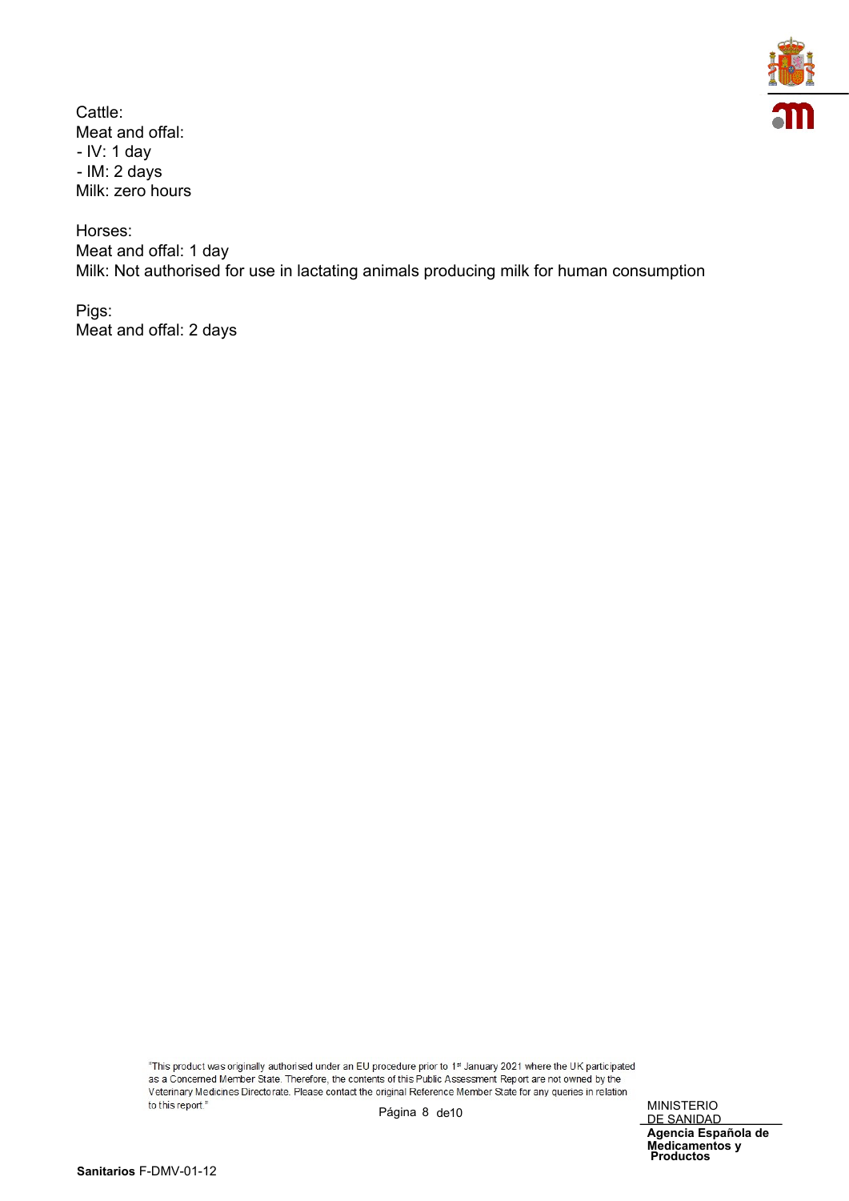Cattle:
Meat and offal:
- IV: 1 day
- IM: 2 days
Milk: zero hours

Horses:
Meat and offal: 1 day
Milk: Not authorised for use in lactating animals producing milk for human consumption

Pigs:
Meat and offal: 2 days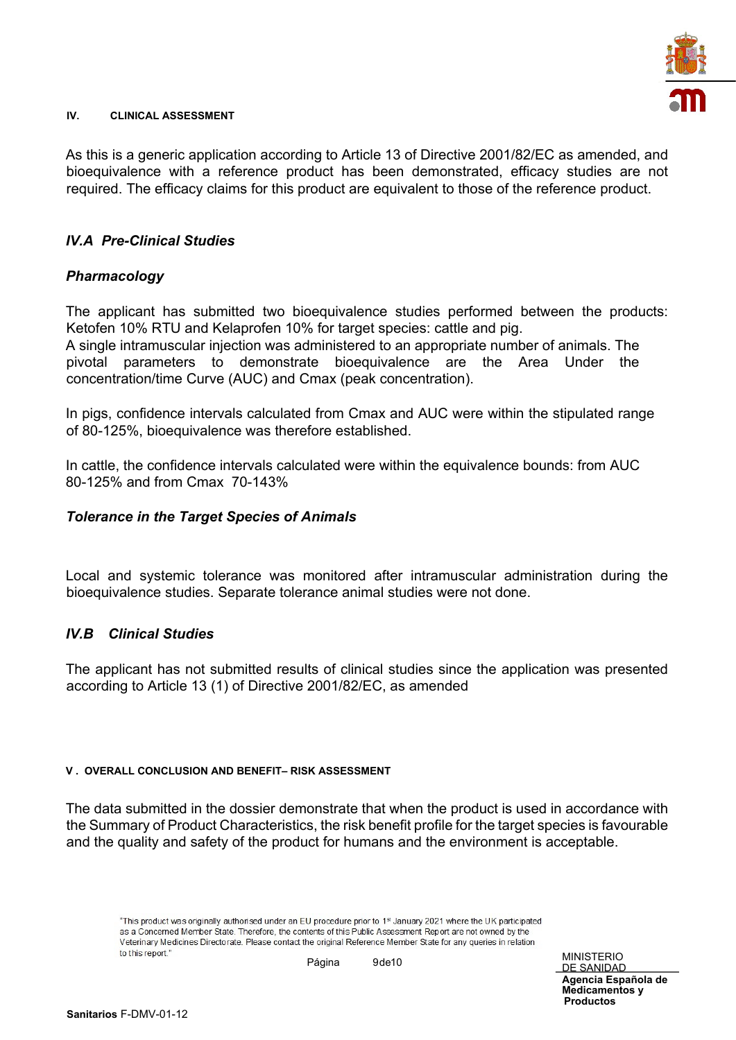## IV. CLINICAL ASSESSMENT

As this is a generic application according to Article 13 of Directive 2001/82/EC as amended, and bioequivalence with a reference product has been demonstrated, efficacy studies are not required. The efficacy claims for this product are equivalent to those of the reference product.

### *IV.A Pre-Clinical Studies*

#### *Pharmacology*

The applicant has submitted two bioequivalence studies performed between the products: Ketofen 10% RTU and Kelaprofen 10% for target species: cattle and pig.
A single intramuscular injection was administered to an appropriate number of animals. The pivotal parameters to demonstrate bioequivalence are the Area Under the concentration/time Curve (AUC) and Cmax (peak concentration).

In pigs, confidence intervals calculated from Cmax and AUC were within the stipulated range of 80-125%, bioequivalence was therefore established.

In cattle, the confidence intervals calculated were within the equivalence bounds: from AUC 80-125% and from Cmax 70-143%

#### *Tolerance in the Target Species of Animals*

Local and systemic tolerance was monitored after intramuscular administration during the bioequivalence studies. Separate tolerance animal studies were not done.

### *IV.B Clinical Studies*

The applicant has not submitted results of clinical studies since the application was presented according to Article 13 (1) of Directive 2001/82/EC, as amended

## V . OVERALL CONCLUSION AND BENEFIT– RISK ASSESSMENT

The data submitted in the dossier demonstrate that when the product is used in accordance with the Summary of Product Characteristics, the risk benefit profile for the target species is favourable and the quality and safety of the product for humans and the environment is acceptable.

"This product was originally authorised under an EU procedure prior to 1st January 2021 where the UK participated as a Concerned Member State. Therefore, the contents of this Public Assessment Report are not owned by the Veterinary Medicines Directorate. Please contact the original Reference Member State for any queries in relation to this report."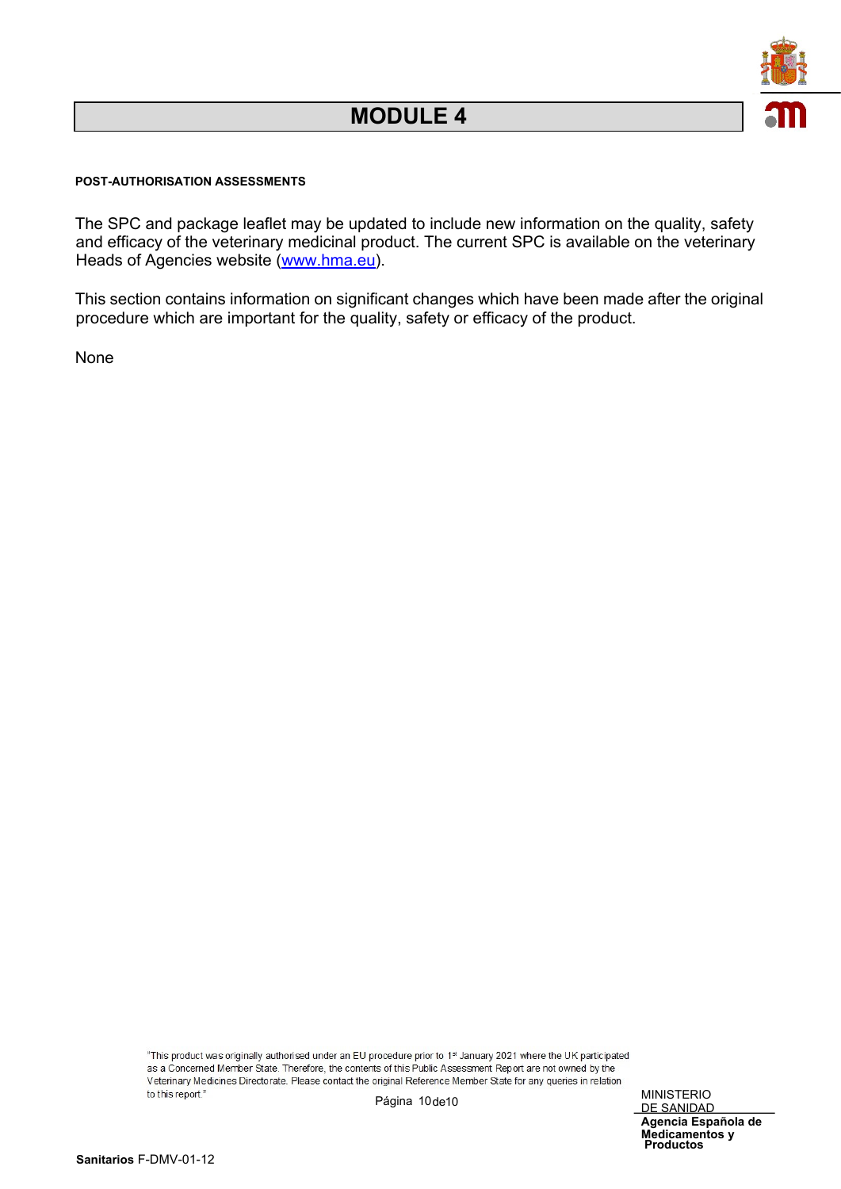# MODULE 4

**POST-AUTHORISATION ASSESSMENTS**

The SPC and package leaflet may be updated to include new information on the quality, safety and efficacy of the veterinary medicinal product. The current SPC is available on the veterinary Heads of Agencies website (www.hma.eu).

This section contains information on significant changes which have been made after the original procedure which are important for the quality, safety or efficacy of the product.

None

"This product was originally authorised under an EU procedure prior to 1st January 2021 where the UK participated as a Concerned Member State. Therefore, the contents of this Public Assessment Report are not owned by the Veterinary Medicines Directorate. Please contact the original Reference Member State for any queries in relation to this report."